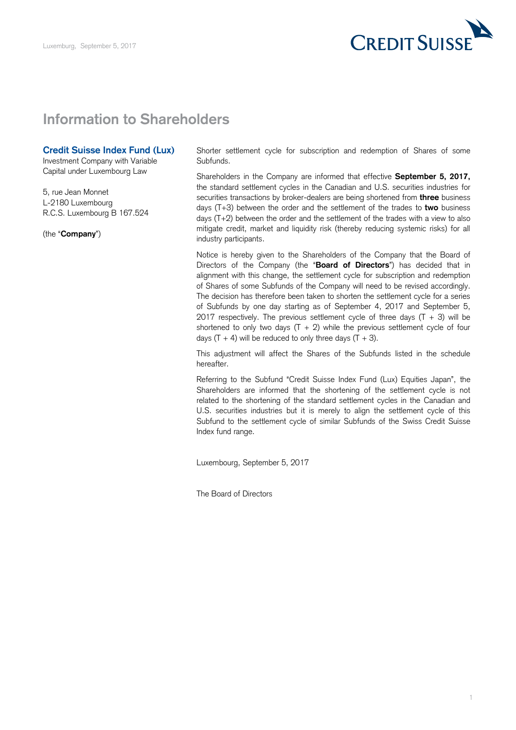Luxemburg, September 5, 2017

# Information to Shareholders

**Credit Suisse Index Fund (Lux)**
Investment Company with Variable Capital under Luxembourg Law

5, rue Jean Monnet
L-2180 Luxembourg
R.C.S. Luxembourg B 167.524

(the "**Company**")

Shorter settlement cycle for subscription and redemption of Shares of some Subfunds.

Shareholders in the Company are informed that effective **September 5, 2017,** the standard settlement cycles in the Canadian and U.S. securities industries for securities transactions by broker-dealers are being shortened from **three** business days (T+3) between the order and the settlement of the trades to **two** business days (T+2) between the order and the settlement of the trades with a view to also mitigate credit, market and liquidity risk (thereby reducing systemic risks) for all industry participants.

Notice is hereby given to the Shareholders of the Company that the Board of Directors of the Company (the "**Board of Directors**") has decided that in alignment with this change, the settlement cycle for subscription and redemption of Shares of some Subfunds of the Company will need to be revised accordingly. The decision has therefore been taken to shorten the settlement cycle for a series of Subfunds by one day starting as of September 4, 2017 and September 5, 2017 respectively. The previous settlement cycle of three days (T + 3) will be shortened to only two days (T + 2) while the previous settlement cycle of four days (T + 4) will be reduced to only three days (T + 3).

This adjustment will affect the Shares of the Subfunds listed in the schedule hereafter.

Referring to the Subfund "Credit Suisse Index Fund (Lux) Equities Japan", the Shareholders are informed that the shortening of the settlement cycle is not related to the shortening of the standard settlement cycles in the Canadian and U.S. securities industries but it is merely to align the settlement cycle of this Subfund to the settlement cycle of similar Subfunds of the Swiss Credit Suisse Index fund range.

Luxembourg, September 5, 2017

The Board of Directors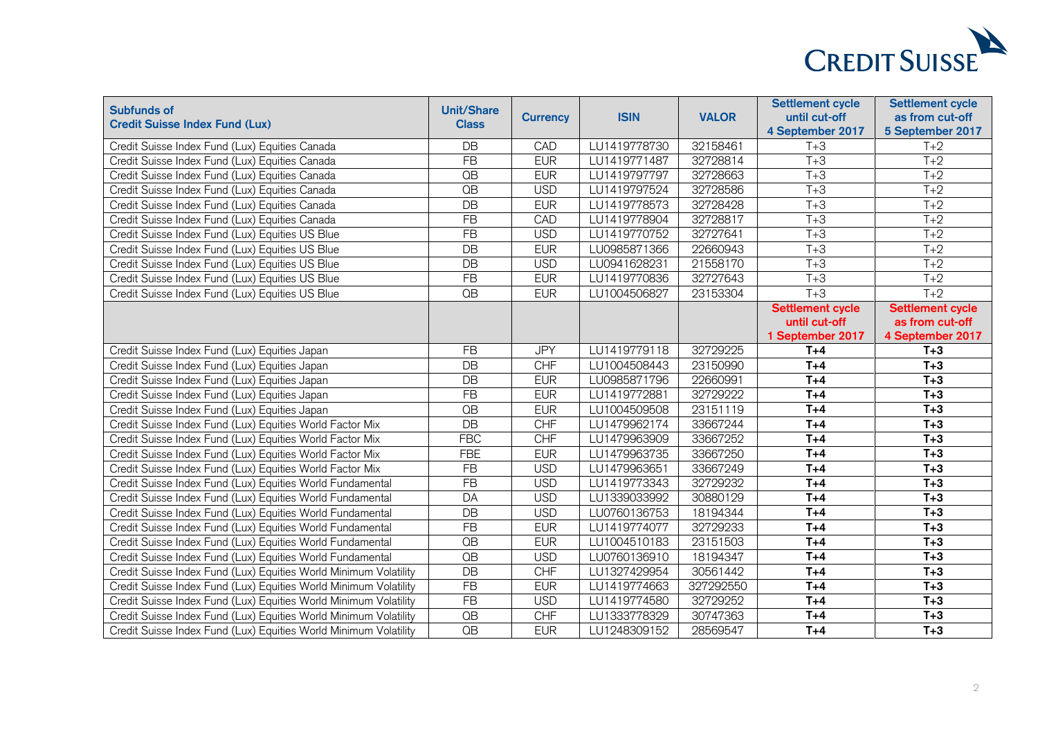| Subfunds of Credit Suisse Index Fund (Lux) | Unit/Share Class | Currency | ISIN | VALOR | Settlement cycle until cut-off 4 September 2017 | Settlement cycle as from cut-off 5 September 2017 |
|---|---|---|---|---|---|---|
| Credit Suisse Index Fund (Lux) Equities Canada | DB | CAD | LU1419778730 | 32158461 | T+3 | T+2 |
| Credit Suisse Index Fund (Lux) Equities Canada | FB | EUR | LU1419771487 | 32728814 | T+3 | T+2 |
| Credit Suisse Index Fund (Lux) Equities Canada | QB | EUR | LU1419797797 | 32728663 | T+3 | T+2 |
| Credit Suisse Index Fund (Lux) Equities Canada | QB | USD | LU1419797524 | 32728586 | T+3 | T+2 |
| Credit Suisse Index Fund (Lux) Equities Canada | DB | EUR | LU1419778573 | 32728428 | T+3 | T+2 |
| Credit Suisse Index Fund (Lux) Equities Canada | FB | CAD | LU1419778904 | 32728817 | T+3 | T+2 |
| Credit Suisse Index Fund (Lux) Equities US Blue | FB | USD | LU1419770752 | 32727641 | T+3 | T+2 |
| Credit Suisse Index Fund (Lux) Equities US Blue | DB | EUR | LU0985871366 | 22660943 | T+3 | T+2 |
| Credit Suisse Index Fund (Lux) Equities US Blue | DB | USD | LU0941628231 | 21558170 | T+3 | T+2 |
| Credit Suisse Index Fund (Lux) Equities US Blue | FB | EUR | LU1419770836 | 32727643 | T+3 | T+2 |
| Credit Suisse Index Fund (Lux) Equities US Blue | QB | EUR | LU1004506827 | 23153304 | T+3 | T+2 |
| | | | | | **Settlement cycle until cut-off 1 September 2017** | **Settlement cycle as from cut-off 4 September 2017** |
| Credit Suisse Index Fund (Lux) Equities Japan | FB | JPY | LU1419779118 | 32729225 | **T+4** | **T+3** |
| Credit Suisse Index Fund (Lux) Equities Japan | DB | CHF | LU1004508443 | 23150990 | **T+4** | **T+3** |
| Credit Suisse Index Fund (Lux) Equities Japan | DB | EUR | LU0985871796 | 22660991 | **T+4** | **T+3** |
| Credit Suisse Index Fund (Lux) Equities Japan | FB | EUR | LU1419772881 | 32729222 | **T+4** | **T+3** |
| Credit Suisse Index Fund (Lux) Equities Japan | QB | EUR | LU1004509508 | 23151119 | **T+4** | **T+3** |
| Credit Suisse Index Fund (Lux) Equities World Factor Mix | DB | CHF | LU1479962174 | 33667244 | **T+4** | **T+3** |
| Credit Suisse Index Fund (Lux) Equities World Factor Mix | FBC | CHF | LU1479963909 | 33667252 | **T+4** | **T+3** |
| Credit Suisse Index Fund (Lux) Equities World Factor Mix | FBE | EUR | LU1479963735 | 33667250 | **T+4** | **T+3** |
| Credit Suisse Index Fund (Lux) Equities World Factor Mix | FB | USD | LU1479963651 | 33667249 | **T+4** | **T+3** |
| Credit Suisse Index Fund (Lux) Equities World Fundamental | FB | USD | LU1419773343 | 32729232 | **T+4** | **T+3** |
| Credit Suisse Index Fund (Lux) Equities World Fundamental | DA | USD | LU1339033992 | 30880129 | **T+4** | **T+3** |
| Credit Suisse Index Fund (Lux) Equities World Fundamental | DB | USD | LU0760136753 | 18194344 | **T+4** | **T+3** |
| Credit Suisse Index Fund (Lux) Equities World Fundamental | FB | EUR | LU1419774077 | 32729233 | **T+4** | **T+3** |
| Credit Suisse Index Fund (Lux) Equities World Fundamental | QB | EUR | LU1004510183 | 23151503 | **T+4** | **T+3** |
| Credit Suisse Index Fund (Lux) Equities World Fundamental | QB | USD | LU0760136910 | 18194347 | **T+4** | **T+3** |
| Credit Suisse Index Fund (Lux) Equities World Minimum Volatility | DB | CHF | LU1327429954 | 30561442 | **T+4** | **T+3** |
| Credit Suisse Index Fund (Lux) Equities World Minimum Volatility | FB | EUR | LU1419774663 | 327292550 | **T+4** | **T+3** |
| Credit Suisse Index Fund (Lux) Equities World Minimum Volatility | FB | USD | LU1419774580 | 32729252 | **T+4** | **T+3** |
| Credit Suisse Index Fund (Lux) Equities World Minimum Volatility | QB | CHF | LU1333778329 | 30747363 | **T+4** | **T+3** |
| Credit Suisse Index Fund (Lux) Equities World Minimum Volatility | QB | EUR | LU1248309152 | 28569547 | **T+4** | **T+3** |